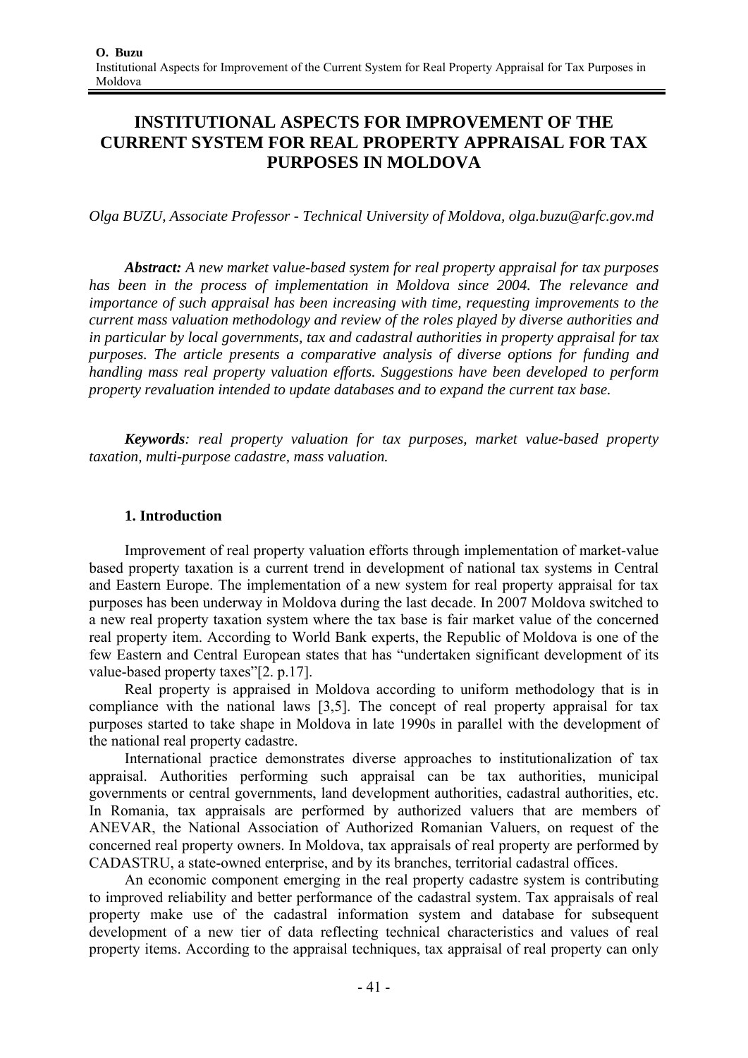# INSTITUTIONAL ASPECTS FOR IMPROVEMENT OF THE CURRENT SYSTEM FOR REAL PROPERTY APPRAISAL FOR TAX PURPOSES IN MOLDOVA

*Olga BUZU, Associate Professor - Technical University of Moldova, olga.buzu@arfc.gov.md*

***Abstract:*** *A new market value-based system for real property appraisal for tax purposes has been in the process of implementation in Moldova since 2004. The relevance and importance of such appraisal has been increasing with time, requesting improvements to the current mass valuation methodology and review of the roles played by diverse authorities and in particular by local governments, tax and cadastral authorities in property appraisal for tax purposes. The article presents a comparative analysis of diverse options for funding and handling mass real property valuation efforts. Suggestions have been developed to perform property revaluation intended to update databases and to expand the current tax base.*

***Keywords****: real property valuation for tax purposes, market value-based property taxation, multi-purpose cadastre, mass valuation.*

## 1. Introduction

Improvement of real property valuation efforts through implementation of market-value based property taxation is a current trend in development of national tax systems in Central and Eastern Europe. The implementation of a new system for real property appraisal for tax purposes has been underway in Moldova during the last decade. In 2007 Moldova switched to a new real property taxation system where the tax base is fair market value of the concerned real property item. According to World Bank experts, the Republic of Moldova is one of the few Eastern and Central European states that has "undertaken significant development of its value-based property taxes"[2. p.17].

Real property is appraised in Moldova according to uniform methodology that is in compliance with the national laws [3,5]. The concept of real property appraisal for tax purposes started to take shape in Moldova in late 1990s in parallel with the development of the national real property cadastre.

International practice demonstrates diverse approaches to institutionalization of tax appraisal. Authorities performing such appraisal can be tax authorities, municipal governments or central governments, land development authorities, cadastral authorities, etc. In Romania, tax appraisals are performed by authorized valuers that are members of ANEVAR, the National Association of Authorized Romanian Valuers, on request of the concerned real property owners. In Moldova, tax appraisals of real property are performed by CADASTRU, a state-owned enterprise, and by its branches, territorial cadastral offices.

An economic component emerging in the real property cadastre system is contributing to improved reliability and better performance of the cadastral system. Tax appraisals of real property make use of the cadastral information system and database for subsequent development of a new tier of data reflecting technical characteristics and values of real property items. According to the appraisal techniques, tax appraisal of real property can only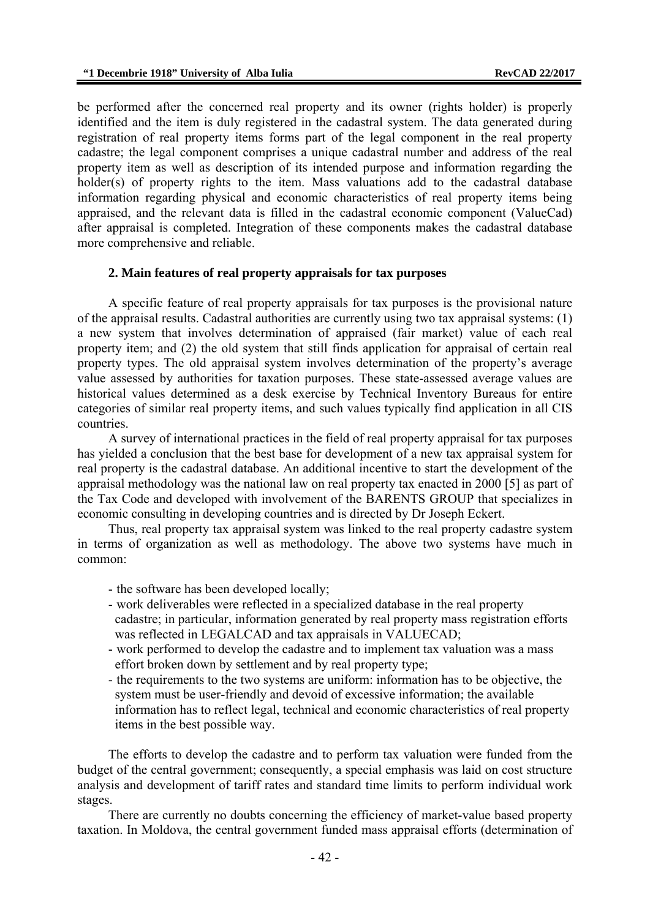be performed after the concerned real property and its owner (rights holder) is properly identified and the item is duly registered in the cadastral system. The data generated during registration of real property items forms part of the legal component in the real property cadastre; the legal component comprises a unique cadastral number and address of the real property item as well as description of its intended purpose and information regarding the holder(s) of property rights to the item. Mass valuations add to the cadastral database information regarding physical and economic characteristics of real property items being appraised, and the relevant data is filled in the cadastral economic component (ValueCad) after appraisal is completed. Integration of these components makes the cadastral database more comprehensive and reliable.

## 2. Main features of real property appraisals for tax purposes

A specific feature of real property appraisals for tax purposes is the provisional nature of the appraisal results. Cadastral authorities are currently using two tax appraisal systems: (1) a new system that involves determination of appraised (fair market) value of each real property item; and (2) the old system that still finds application for appraisal of certain real property types. The old appraisal system involves determination of the property's average value assessed by authorities for taxation purposes. These state-assessed average values are historical values determined as a desk exercise by Technical Inventory Bureaus for entire categories of similar real property items, and such values typically find application in all CIS countries.

A survey of international practices in the field of real property appraisal for tax purposes has yielded a conclusion that the best base for development of a new tax appraisal system for real property is the cadastral database. An additional incentive to start the development of the appraisal methodology was the national law on real property tax enacted in 2000 [5] as part of the Tax Code and developed with involvement of the BARENTS GROUP that specializes in economic consulting in developing countries and is directed by Dr Joseph Eckert.

Thus, real property tax appraisal system was linked to the real property cadastre system in terms of organization as well as methodology. The above two systems have much in common:

- the software has been developed locally;
- work deliverables were reflected in a specialized database in the real property cadastre; in particular, information generated by real property mass registration efforts was reflected in LEGALCAD and tax appraisals in VALUECAD;
- work performed to develop the cadastre and to implement tax valuation was a mass effort broken down by settlement and by real property type;
- the requirements to the two systems are uniform: information has to be objective, the system must be user-friendly and devoid of excessive information; the available information has to reflect legal, technical and economic characteristics of real property items in the best possible way.

The efforts to develop the cadastre and to perform tax valuation were funded from the budget of the central government; consequently, a special emphasis was laid on cost structure analysis and development of tariff rates and standard time limits to perform individual work stages.

There are currently no doubts concerning the efficiency of market-value based property taxation. In Moldova, the central government funded mass appraisal efforts (determination of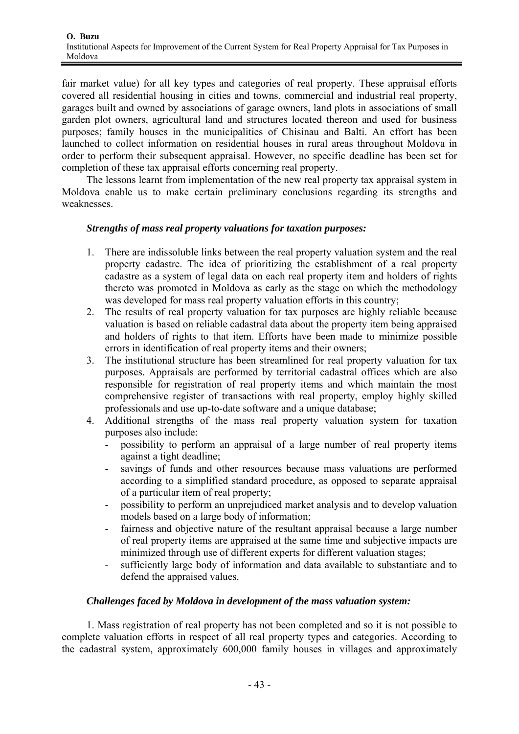fair market value) for all key types and categories of real property. These appraisal efforts covered all residential housing in cities and towns, commercial and industrial real property, garages built and owned by associations of garage owners, land plots in associations of small garden plot owners, agricultural land and structures located thereon and used for business purposes; family houses in the municipalities of Chisinau and Balti. An effort has been launched to collect information on residential houses in rural areas throughout Moldova in order to perform their subsequent appraisal. However, no specific deadline has been set for completion of these tax appraisal efforts concerning real property.

The lessons learnt from implementation of the new real property tax appraisal system in Moldova enable us to make certain preliminary conclusions regarding its strengths and weaknesses.

***Strengths of mass real property valuations for taxation purposes:***

1. There are indissoluble links between the real property valuation system and the real property cadastre. The idea of prioritizing the establishment of a real property cadastre as a system of legal data on each real property item and holders of rights thereto was promoted in Moldova as early as the stage on which the methodology was developed for mass real property valuation efforts in this country;
2. The results of real property valuation for tax purposes are highly reliable because valuation is based on reliable cadastral data about the property item being appraised and holders of rights to that item. Efforts have been made to minimize possible errors in identification of real property items and their owners;
3. The institutional structure has been streamlined for real property valuation for tax purposes. Appraisals are performed by territorial cadastral offices which are also responsible for registration of real property items and which maintain the most comprehensive register of transactions with real property, employ highly skilled professionals and use up-to-date software and a unique database;
4. Additional strengths of the mass real property valuation system for taxation purposes also include:
   - possibility to perform an appraisal of a large number of real property items against a tight deadline;
   - savings of funds and other resources because mass valuations are performed according to a simplified standard procedure, as opposed to separate appraisal of a particular item of real property;
   - possibility to perform an unprejudiced market analysis and to develop valuation models based on a large body of information;
   - fairness and objective nature of the resultant appraisal because a large number of real property items are appraised at the same time and subjective impacts are minimized through use of different experts for different valuation stages;
   - sufficiently large body of information and data available to substantiate and to defend the appraised values.

***Challenges faced by Moldova in development of the mass valuation system:***

1. Mass registration of real property has not been completed and so it is not possible to complete valuation efforts in respect of all real property types and categories. According to the cadastral system, approximately 600,000 family houses in villages and approximately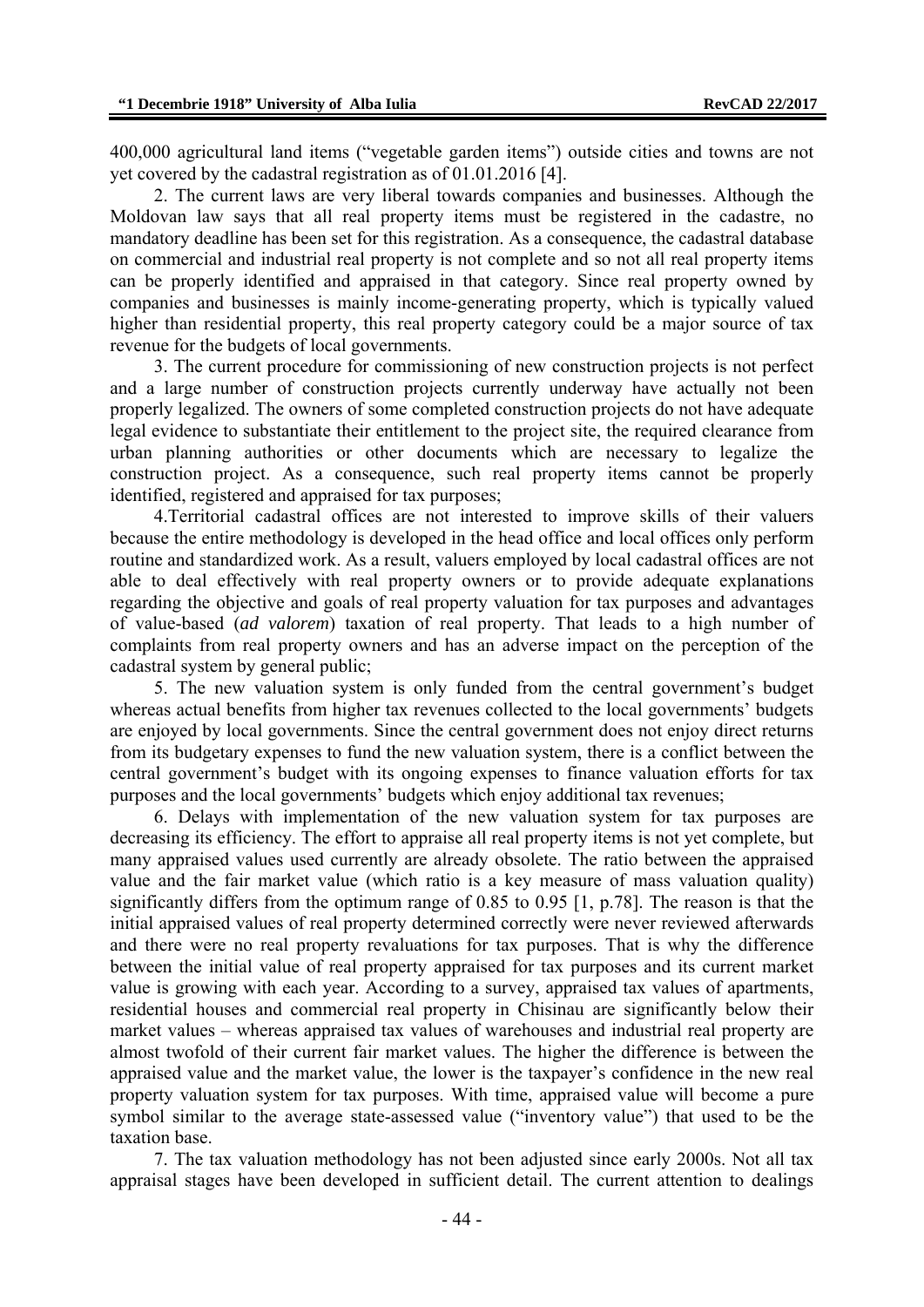400,000 agricultural land items ("vegetable garden items") outside cities and towns are not yet covered by the cadastral registration as of 01.01.2016 [4].

2. The current laws are very liberal towards companies and businesses. Although the Moldovan law says that all real property items must be registered in the cadastre, no mandatory deadline has been set for this registration. As a consequence, the cadastral database on commercial and industrial real property is not complete and so not all real property items can be properly identified and appraised in that category. Since real property owned by companies and businesses is mainly income-generating property, which is typically valued higher than residential property, this real property category could be a major source of tax revenue for the budgets of local governments.

3. The current procedure for commissioning of new construction projects is not perfect and a large number of construction projects currently underway have actually not been properly legalized. The owners of some completed construction projects do not have adequate legal evidence to substantiate their entitlement to the project site, the required clearance from urban planning authorities or other documents which are necessary to legalize the construction project. As a consequence, such real property items cannot be properly identified, registered and appraised for tax purposes;

4.Territorial cadastral offices are not interested to improve skills of their valuers because the entire methodology is developed in the head office and local offices only perform routine and standardized work. As a result, valuers employed by local cadastral offices are not able to deal effectively with real property owners or to provide adequate explanations regarding the objective and goals of real property valuation for tax purposes and advantages of value-based (*ad valorem*) taxation of real property. That leads to a high number of complaints from real property owners and has an adverse impact on the perception of the cadastral system by general public;

5. The new valuation system is only funded from the central government's budget whereas actual benefits from higher tax revenues collected to the local governments' budgets are enjoyed by local governments. Since the central government does not enjoy direct returns from its budgetary expenses to fund the new valuation system, there is a conflict between the central government's budget with its ongoing expenses to finance valuation efforts for tax purposes and the local governments' budgets which enjoy additional tax revenues;

6. Delays with implementation of the new valuation system for tax purposes are decreasing its efficiency. The effort to appraise all real property items is not yet complete, but many appraised values used currently are already obsolete. The ratio between the appraised value and the fair market value (which ratio is a key measure of mass valuation quality) significantly differs from the optimum range of 0.85 to 0.95 [1, p.78]. The reason is that the initial appraised values of real property determined correctly were never reviewed afterwards and there were no real property revaluations for tax purposes. That is why the difference between the initial value of real property appraised for tax purposes and its current market value is growing with each year. According to a survey, appraised tax values of apartments, residential houses and commercial real property in Chisinau are significantly below their market values – whereas appraised tax values of warehouses and industrial real property are almost twofold of their current fair market values. The higher the difference is between the appraised value and the market value, the lower is the taxpayer's confidence in the new real property valuation system for tax purposes. With time, appraised value will become a pure symbol similar to the average state-assessed value ("inventory value") that used to be the taxation base.

7. The tax valuation methodology has not been adjusted since early 2000s. Not all tax appraisal stages have been developed in sufficient detail. The current attention to dealings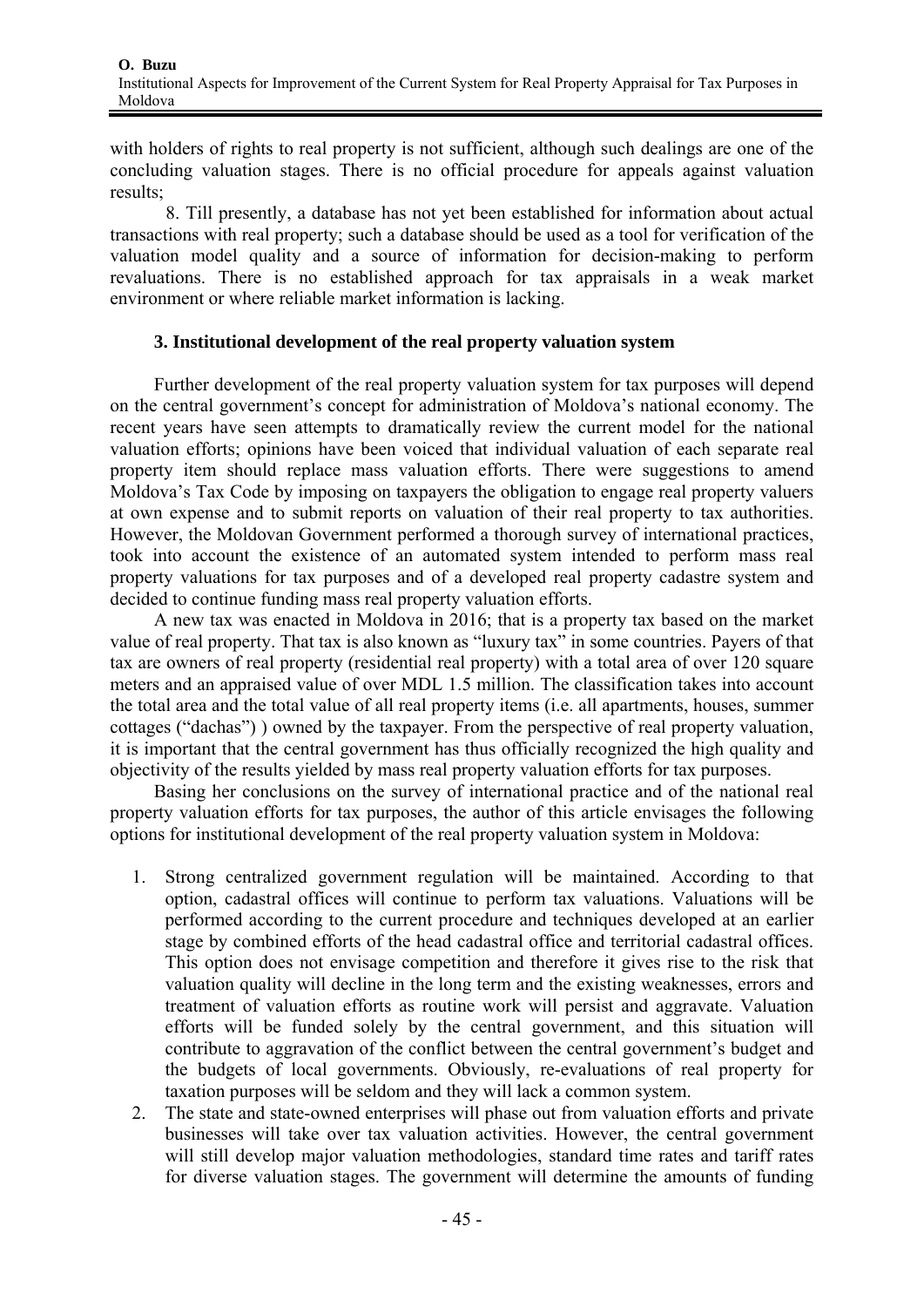with holders of rights to real property is not sufficient, although such dealings are one of the concluding valuation stages. There is no official procedure for appeals against valuation results;

8. Till presently, a database has not yet been established for information about actual transactions with real property; such a database should be used as a tool for verification of the valuation model quality and a source of information for decision-making to perform revaluations. There is no established approach for tax appraisals in a weak market environment or where reliable market information is lacking.

### 3. Institutional development of the real property valuation system

Further development of the real property valuation system for tax purposes will depend on the central government's concept for administration of Moldova's national economy. The recent years have seen attempts to dramatically review the current model for the national valuation efforts; opinions have been voiced that individual valuation of each separate real property item should replace mass valuation efforts. There were suggestions to amend Moldova's Tax Code by imposing on taxpayers the obligation to engage real property valuers at own expense and to submit reports on valuation of their real property to tax authorities. However, the Moldovan Government performed a thorough survey of international practices, took into account the existence of an automated system intended to perform mass real property valuations for tax purposes and of a developed real property cadastre system and decided to continue funding mass real property valuation efforts.

A new tax was enacted in Moldova in 2016; that is a property tax based on the market value of real property. That tax is also known as "luxury tax" in some countries. Payers of that tax are owners of real property (residential real property) with a total area of over 120 square meters and an appraised value of over MDL 1.5 million. The classification takes into account the total area and the total value of all real property items (i.e. all apartments, houses, summer cottages ("dachas") ) owned by the taxpayer. From the perspective of real property valuation, it is important that the central government has thus officially recognized the high quality and objectivity of the results yielded by mass real property valuation efforts for tax purposes.

Basing her conclusions on the survey of international practice and of the national real property valuation efforts for tax purposes, the author of this article envisages the following options for institutional development of the real property valuation system in Moldova:

1. Strong centralized government regulation will be maintained. According to that option, cadastral offices will continue to perform tax valuations. Valuations will be performed according to the current procedure and techniques developed at an earlier stage by combined efforts of the head cadastral office and territorial cadastral offices. This option does not envisage competition and therefore it gives rise to the risk that valuation quality will decline in the long term and the existing weaknesses, errors and treatment of valuation efforts as routine work will persist and aggravate. Valuation efforts will be funded solely by the central government, and this situation will contribute to aggravation of the conflict between the central government's budget and the budgets of local governments. Obviously, re-evaluations of real property for taxation purposes will be seldom and they will lack a common system.
2. The state and state-owned enterprises will phase out from valuation efforts and private businesses will take over tax valuation activities. However, the central government will still develop major valuation methodologies, standard time rates and tariff rates for diverse valuation stages. The government will determine the amounts of funding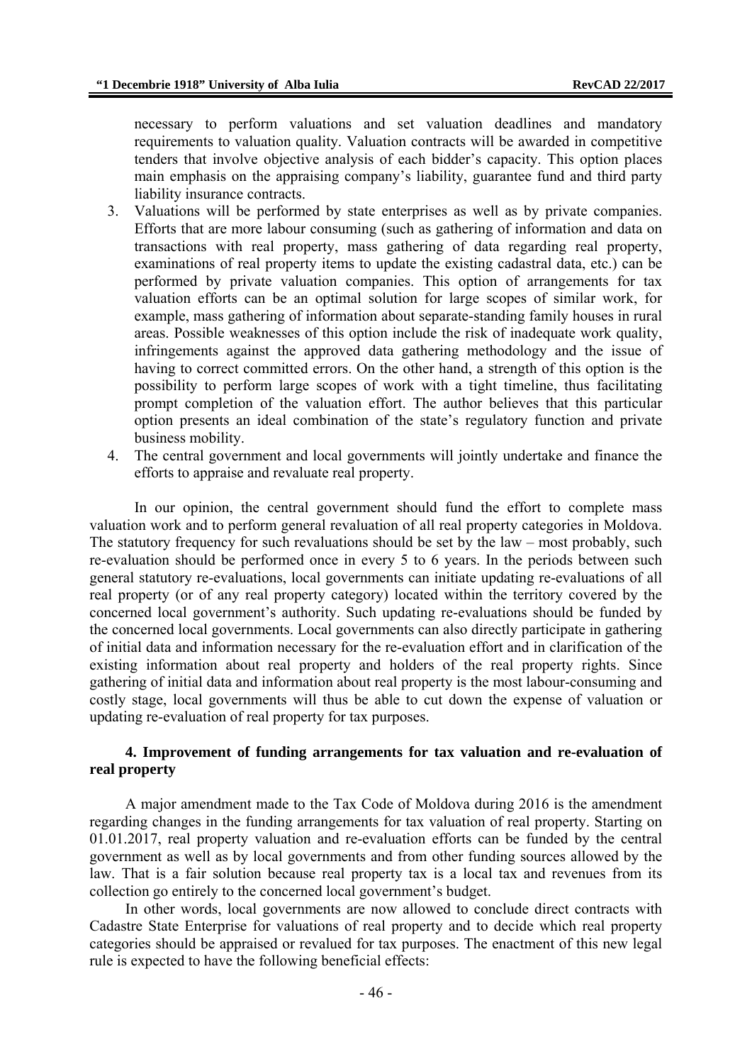necessary to perform valuations and set valuation deadlines and mandatory requirements to valuation quality. Valuation contracts will be awarded in competitive tenders that involve objective analysis of each bidder's capacity. This option places main emphasis on the appraising company's liability, guarantee fund and third party liability insurance contracts.

3. Valuations will be performed by state enterprises as well as by private companies. Efforts that are more labour consuming (such as gathering of information and data on transactions with real property, mass gathering of data regarding real property, examinations of real property items to update the existing cadastral data, etc.) can be performed by private valuation companies. This option of arrangements for tax valuation efforts can be an optimal solution for large scopes of similar work, for example, mass gathering of information about separate-standing family houses in rural areas. Possible weaknesses of this option include the risk of inadequate work quality, infringements against the approved data gathering methodology and the issue of having to correct committed errors. On the other hand, a strength of this option is the possibility to perform large scopes of work with a tight timeline, thus facilitating prompt completion of the valuation effort. The author believes that this particular option presents an ideal combination of the state's regulatory function and private business mobility.
4. The central government and local governments will jointly undertake and finance the efforts to appraise and revaluate real property.

In our opinion, the central government should fund the effort to complete mass valuation work and to perform general revaluation of all real property categories in Moldova. The statutory frequency for such revaluations should be set by the law – most probably, such re-evaluation should be performed once in every 5 to 6 years. In the periods between such general statutory re-evaluations, local governments can initiate updating re-evaluations of all real property (or of any real property category) located within the territory covered by the concerned local government's authority. Such updating re-evaluations should be funded by the concerned local governments. Local governments can also directly participate in gathering of initial data and information necessary for the re-evaluation effort and in clarification of the existing information about real property and holders of the real property rights. Since gathering of initial data and information about real property is the most labour-consuming and costly stage, local governments will thus be able to cut down the expense of valuation or updating re-evaluation of real property for tax purposes.

## 4. Improvement of funding arrangements for tax valuation and re-evaluation of real property

A major amendment made to the Tax Code of Moldova during 2016 is the amendment regarding changes in the funding arrangements for tax valuation of real property. Starting on 01.01.2017, real property valuation and re-evaluation efforts can be funded by the central government as well as by local governments and from other funding sources allowed by the law. That is a fair solution because real property tax is a local tax and revenues from its collection go entirely to the concerned local government's budget.

In other words, local governments are now allowed to conclude direct contracts with Cadastre State Enterprise for valuations of real property and to decide which real property categories should be appraised or revalued for tax purposes. The enactment of this new legal rule is expected to have the following beneficial effects: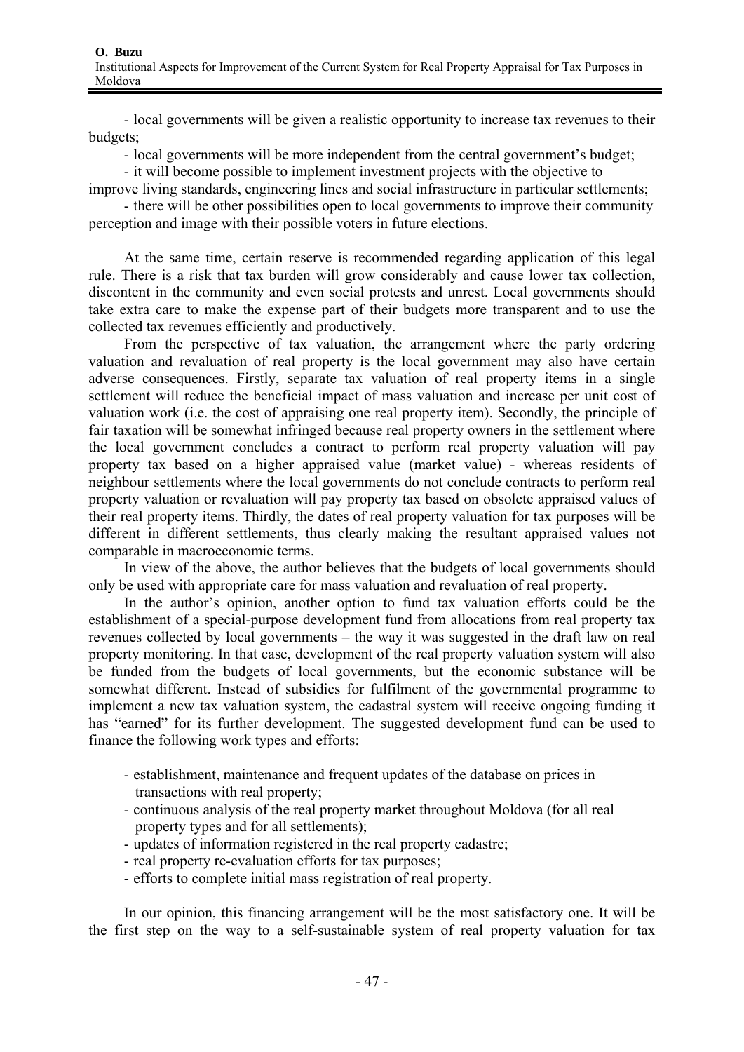- local governments will be given a realistic opportunity to increase tax revenues to their budgets;

- local governments will be more independent from the central government's budget;

- it will become possible to implement investment projects with the objective to improve living standards, engineering lines and social infrastructure in particular settlements;

- there will be other possibilities open to local governments to improve their community perception and image with their possible voters in future elections.

At the same time, certain reserve is recommended regarding application of this legal rule. There is a risk that tax burden will grow considerably and cause lower tax collection, discontent in the community and even social protests and unrest. Local governments should take extra care to make the expense part of their budgets more transparent and to use the collected tax revenues efficiently and productively.

From the perspective of tax valuation, the arrangement where the party ordering valuation and revaluation of real property is the local government may also have certain adverse consequences. Firstly, separate tax valuation of real property items in a single settlement will reduce the beneficial impact of mass valuation and increase per unit cost of valuation work (i.e. the cost of appraising one real property item). Secondly, the principle of fair taxation will be somewhat infringed because real property owners in the settlement where the local government concludes a contract to perform real property valuation will pay property tax based on a higher appraised value (market value) - whereas residents of neighbour settlements where the local governments do not conclude contracts to perform real property valuation or revaluation will pay property tax based on obsolete appraised values of their real property items. Thirdly, the dates of real property valuation for tax purposes will be different in different settlements, thus clearly making the resultant appraised values not comparable in macroeconomic terms.

In view of the above, the author believes that the budgets of local governments should only be used with appropriate care for mass valuation and revaluation of real property.

In the author's opinion, another option to fund tax valuation efforts could be the establishment of a special-purpose development fund from allocations from real property tax revenues collected by local governments – the way it was suggested in the draft law on real property monitoring. In that case, development of the real property valuation system will also be funded from the budgets of local governments, but the economic substance will be somewhat different. Instead of subsidies for fulfilment of the governmental programme to implement a new tax valuation system, the cadastral system will receive ongoing funding it has "earned" for its further development. The suggested development fund can be used to finance the following work types and efforts:

- establishment, maintenance and frequent updates of the database on prices in transactions with real property;
- continuous analysis of the real property market throughout Moldova (for all real property types and for all settlements);
- updates of information registered in the real property cadastre;
- real property re-evaluation efforts for tax purposes;
- efforts to complete initial mass registration of real property.

In our opinion, this financing arrangement will be the most satisfactory one. It will be the first step on the way to a self-sustainable system of real property valuation for tax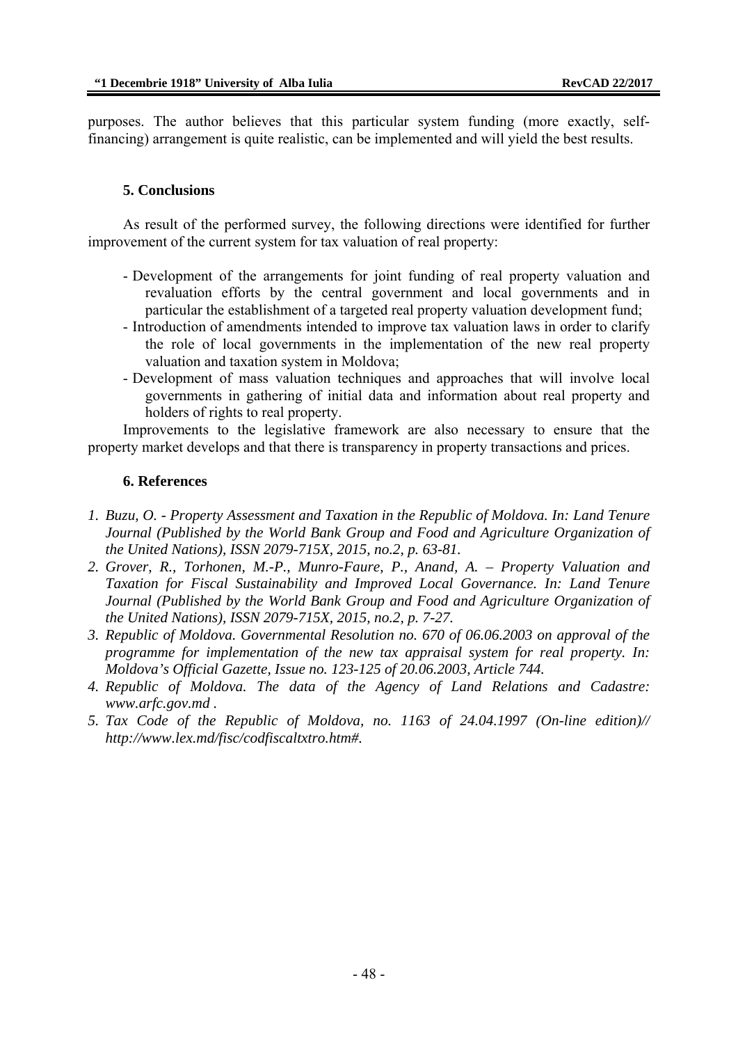purposes. The author believes that this particular system funding (more exactly, self-financing) arrangement is quite realistic, can be implemented and will yield the best results.

### 5. Conclusions

As result of the performed survey, the following directions were identified for further improvement of the current system for tax valuation of real property:

- Development of the arrangements for joint funding of real property valuation and revaluation efforts by the central government and local governments and in particular the establishment of a targeted real property valuation development fund;
- Introduction of amendments intended to improve tax valuation laws in order to clarify the role of local governments in the implementation of the new real property valuation and taxation system in Moldova;
- Development of mass valuation techniques and approaches that will involve local governments in gathering of initial data and information about real property and holders of rights to real property.

Improvements to the legislative framework are also necessary to ensure that the property market develops and that there is transparency in property transactions and prices.

### 6. References

1. *Buzu, O. - Property Assessment and Taxation in the Republic of Moldova. In: Land Tenure Journal (Published by the World Bank Group and Food and Agriculture Organization of the United Nations), ISSN 2079-715X, 2015, no.2, p. 63-81.*
2. *Grover, R., Torhonen, M.-P., Munro-Faure, P., Anand, A. – Property Valuation and Taxation for Fiscal Sustainability and Improved Local Governance. In: Land Tenure Journal (Published by the World Bank Group and Food and Agriculture Organization of the United Nations), ISSN 2079-715X, 2015, no.2, p. 7-27.*
3. *Republic of Moldova. Governmental Resolution no. 670 of 06.06.2003 on approval of the programme for implementation of the new tax appraisal system for real property. In: Moldova's Official Gazette, Issue no. 123-125 of 20.06.2003, Article 744.*
4. *Republic of Moldova. The data of the Agency of Land Relations and Cadastre: www.arfc.gov.md .*
5. *Tax Code of the Republic of Moldova, no. 1163 of 24.04.1997 (On-line edition)// http://www.lex.md/fisc/codfiscaltxtro.htm#.*